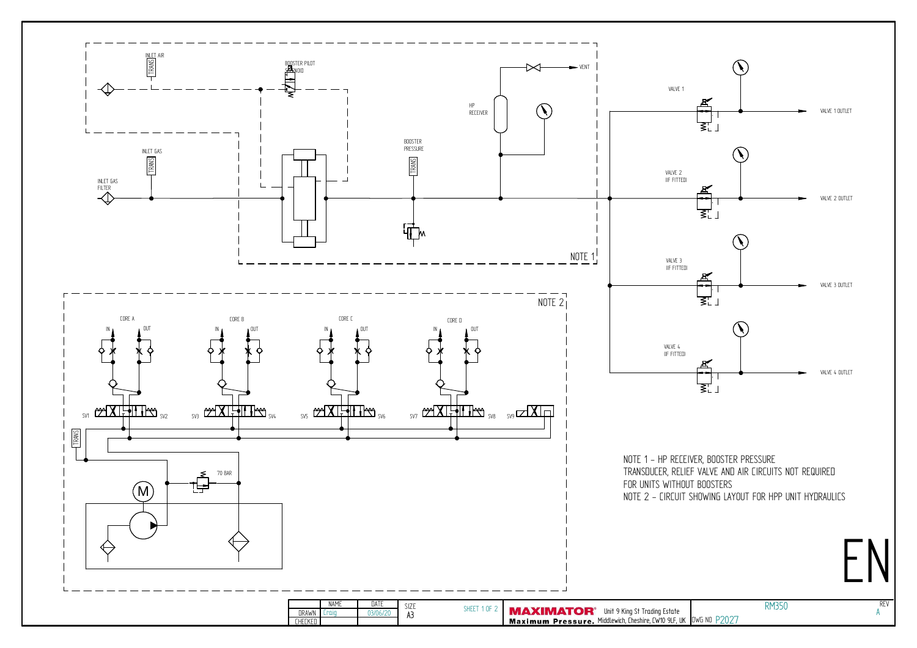INLET AIR

TRANS

BOOSTER PILOT SOLENOID

VENT

HP RECEIVER

BOOSTER PRESSURE

TRANS

INLET GAS

TRANS

INLET GAS FILTER

NOTE 1

VALVE 1

VALVE 1 OUTLET

VALVE 2 (IF FITTED)

VALVE 2 OUTLET

VALVE 3 (IF FITTED)

VALVE 3 OUTLET

VALVE 4 (IF FITTED)

VALVE 4 OUTLET

NOTE 2

CORE A

IN OUT

CORE B

IN OUT

CORE C

IN OUT

CORE D

IN OUT

SV1 SV2 SV3 SV4 SV5 SV6 SV7 SV8 SV9

TRANS

70 BAR

M

NOTE 1 - HP RECEIVER, BOOSTER PRESSURE TRANSDUCER, RELIEF VALVE AND AIR CIRCUITS NOT REQUIRED FOR UNITS WITHOUT BOOSTERS

NOTE 2 - CIRCUIT SHOWING LAYOUT FOR HPP UNIT HYDRAULICS

EN

| | NAME | DATE | SIZE | SHEET 1 OF 2 | MAXIMATOR® Maximum Pressure. | Unit 9 King St Trading Estate Middlewich, Cheshire, CW10 9LF, UK | RM350 | REV |
|---|---|---|---|---|---|---|---|---|
| DRAWN | Craig | 03/06/20 | A3 | | | | DWG NO P2027 | A |
| CHECKED | | | | | | | | |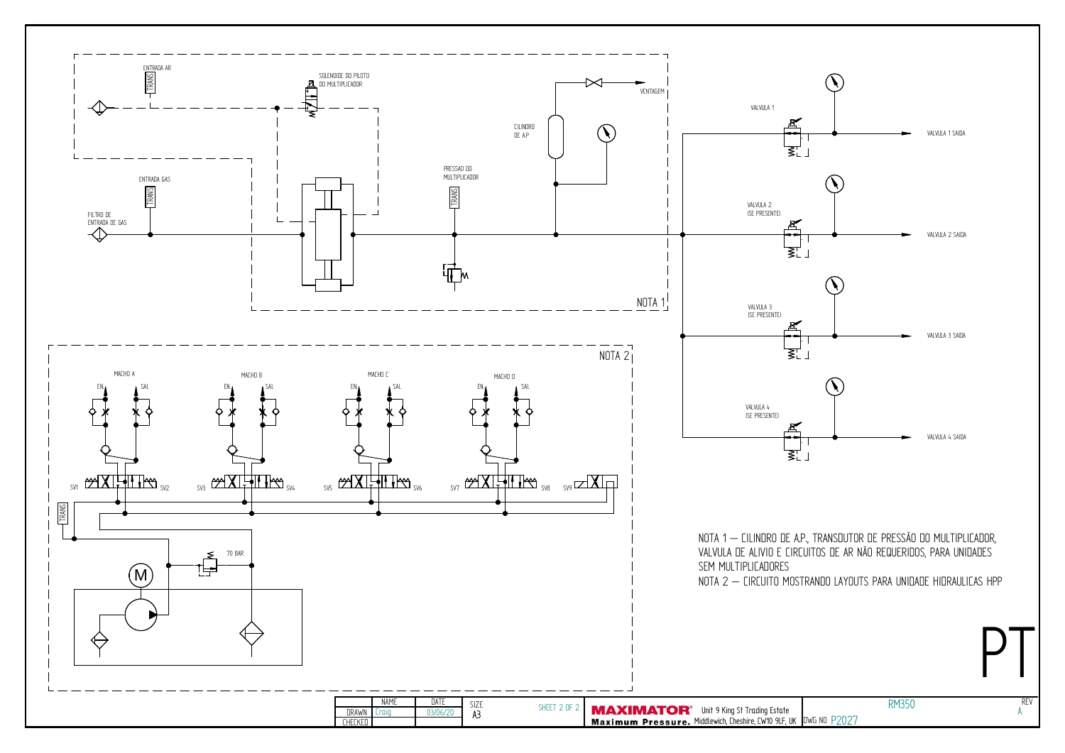ENTRADA AR

TRANS

SOLENOIDE DO PILOTO DO MULTIPLICADOR

VENTAGEM

CILINDRO DE A.P

ENTRADA GAS

TRANS

PRESSAO DO MULTIPLICADOR

TRANS

FILTRO DE ENTRADA DE GAS

NOTA 1

VALVULA 1

VALVULA 1 SAIDA

VALVULA 2 (SE PRESENTE)

VALVULA 2 SAIDA

VALVULA 3 (SE PRESENTE)

VALVULA 3 SAIDA

VALVULA 4 (SE PRESENTE)

VALVULA 4 SAIDA

NOTA 2

MACHO A

MACHO B

MACHO C

MACHO D

EN. SAL.

EN. SAL

EN. SAL

EN. SAL

SV1 SV2 SV3 SV4 SV5 SV6 SV7 SV8 SV9

TRANS

70 BAR

M

NOTA 1 – CILINDRO DE A.P., TRANSDUTOR DE PRESSÃO DO MULTIPLICADOR, VALVULA DE ALIVIO E CIRCUITOS DE AR NÃO REQUERIDOS, PARA UNIDADES SEM MULTIPLICADORES

NOTA 2 – CIRCUITO MOSTRANDO LAYOUTS PARA UNIDADE HIDRAULICAS HPP

PT

| | NAME | DATE | SIZE |
|---|---|---|---|
| DRAWN | Craig | 03/06/20 | A3 |
| CHECKED | | | |

MAXIMATOR® Maximum Pressure. Unit 9 King St Trading Estate Middlewich, Cheshire, CW10 9LF, UK

RM350

DWG NO P2027

REV A